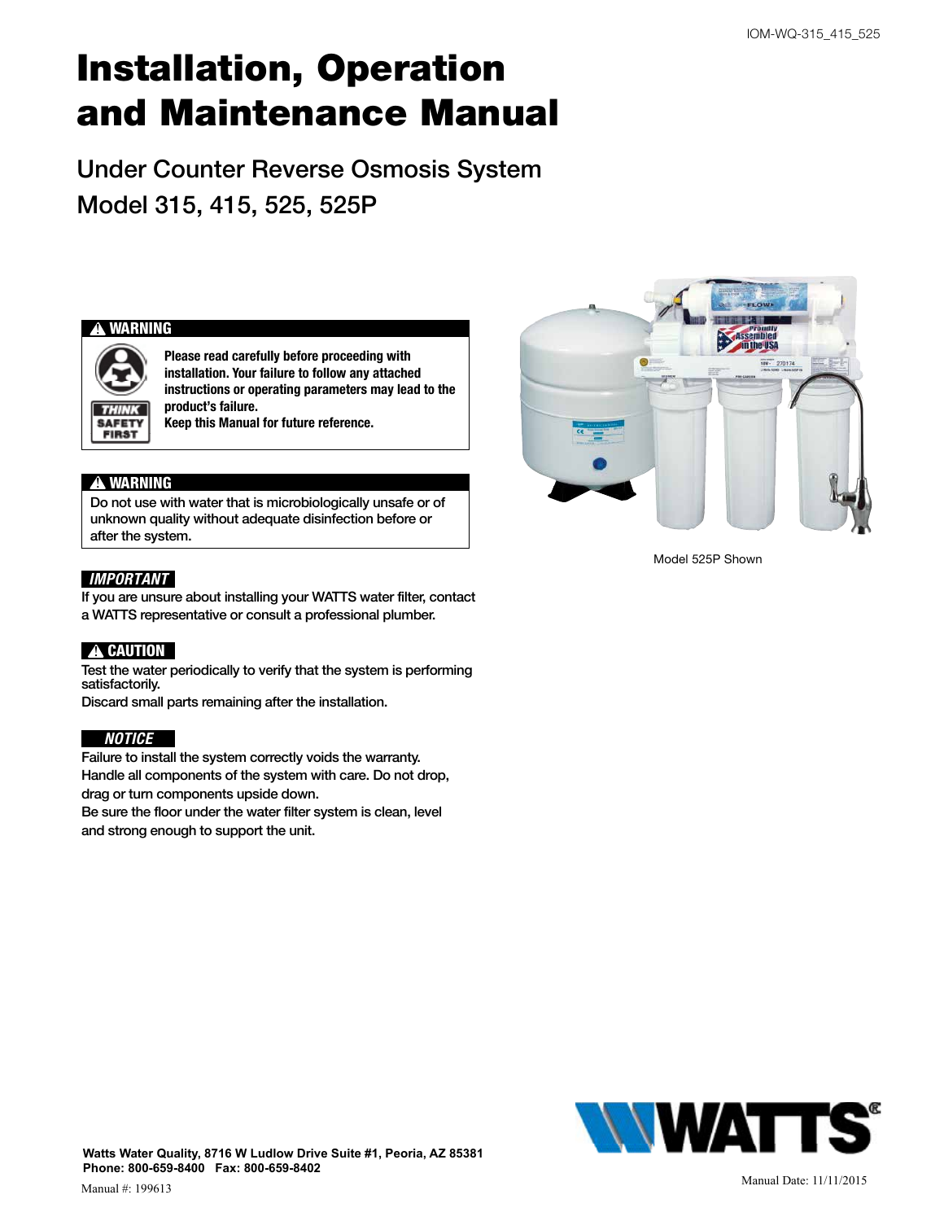IOM-WQ-315_415_525

# Installation, Operation and Maintenance Manual

## Under Counter Reverse Osmosis System
## Model 315, 415, 525, 525P

**⚠ WARNING**

THINK SAFETY FIRST

**Please read carefully before proceeding with installation. Your failure to follow any attached instructions or operating parameters may lead to the product's failure.**
**Keep this Manual for future reference.**

**⚠ WARNING**

Do not use with water that is microbiologically unsafe or of unknown quality without adequate disinfection before or after the system.

Model 525P Shown

***IMPORTANT***

If you are unsure about installing your WATTS water filter, contact a WATTS representative or consult a professional plumber.

**⚠ CAUTION**

Test the water periodically to verify that the system is performing satisfactorily.
Discard small parts remaining after the installation.

***NOTICE***

Failure to install the system correctly voids the warranty.
Handle all components of the system with care. Do not drop, drag or turn components upside down.
Be sure the floor under the water filter system is clean, level and strong enough to support the unit.

**Watts Water Quality, 8716 W Ludlow Drive Suite #1, Peoria, AZ 85381**
**Phone: 800-659-8400 Fax: 800-659-8402**

Manual #: 199613

WATTS

Manual Date: 11/11/2015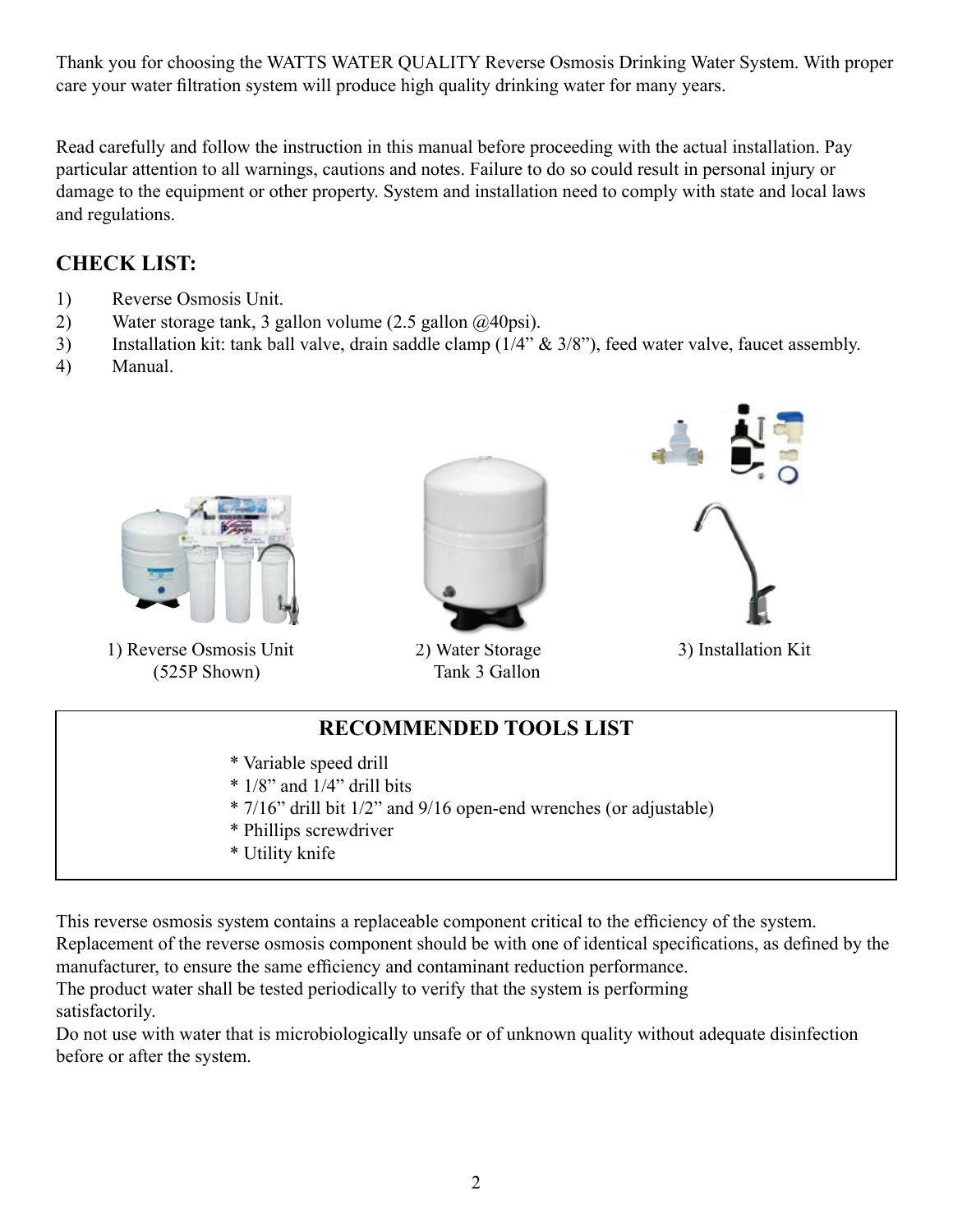Thank you for choosing the WATTS WATER QUALITY Reverse Osmosis Drinking Water System. With proper care your water filtration system will produce high quality drinking water for many years.

Read carefully and follow the instruction in this manual before proceeding with the actual installation. Pay particular attention to all warnings, cautions and notes. Failure to do so could result in personal injury or damage to the equipment or other property. System and installation need to comply with state and local laws and regulations.

## CHECK LIST:

1) Reverse Osmosis Unit.
2) Water storage tank, 3 gallon volume (2.5 gallon @40psi).
3) Installation kit: tank ball valve, drain saddle clamp (1/4" & 3/8"), feed water valve, faucet assembly.
4) Manual.

1) Reverse Osmosis Unit (525P Shown)

2) Water Storage Tank 3 Gallon

3) Installation Kit

## RECOMMENDED TOOLS LIST

* Variable speed drill
* 1/8" and 1/4" drill bits
* 7/16" drill bit 1/2" and 9/16 open-end wrenches (or adjustable)
* Phillips screwdriver
* Utility knife

This reverse osmosis system contains a replaceable component critical to the efficiency of the system. Replacement of the reverse osmosis component should be with one of identical specifications, as defined by the manufacturer, to ensure the same efficiency and contaminant reduction performance.
The product water shall be tested periodically to verify that the system is performing satisfactorily.
Do not use with water that is microbiologically unsafe or of unknown quality without adequate disinfection before or after the system.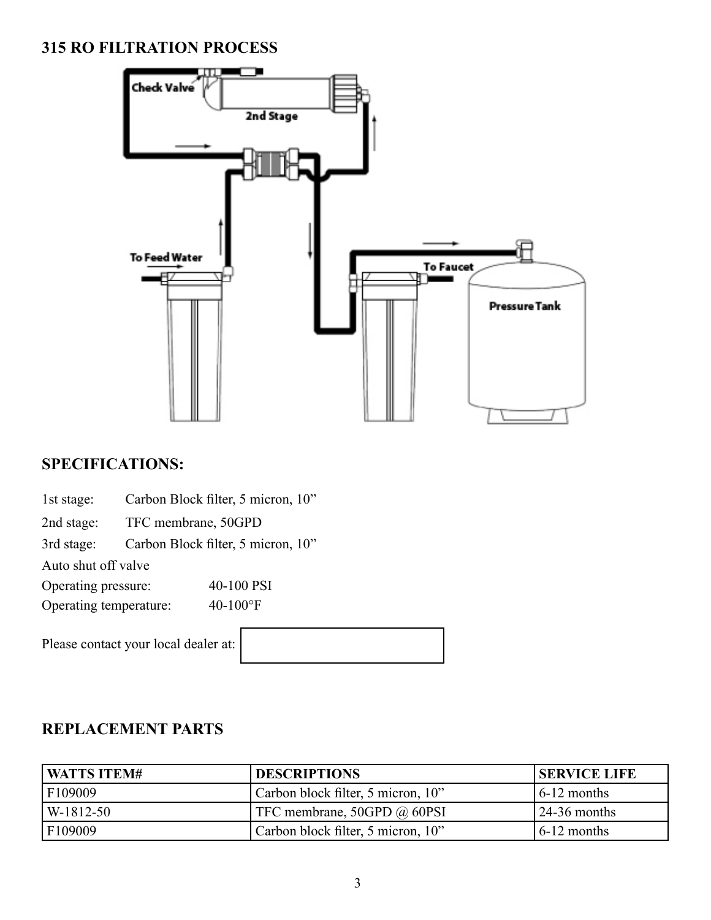## 315 RO FILTRATION PROCESS

Check Valve

2nd Stage

To Feed Water

To Faucet

Pressure Tank

## SPECIFICATIONS:

1st stage: Carbon Block filter, 5 micron, 10”

2nd stage: TFC membrane, 50GPD

3rd stage: Carbon Block filter, 5 micron, 10”

Auto shut off valve

Operating pressure: 40-100 PSI

Operating temperature: 40-100°F

Please contact your local dealer at:

## REPLACEMENT PARTS

| WATTS ITEM# | DESCRIPTIONS | SERVICE LIFE |
| --- | --- | --- |
| F109009 | Carbon block filter, 5 micron, 10” | 6-12 months |
| W-1812-50 | TFC membrane, 50GPD @ 60PSI | 24-36 months |
| F109009 | Carbon block filter, 5 micron, 10” | 6-12 months |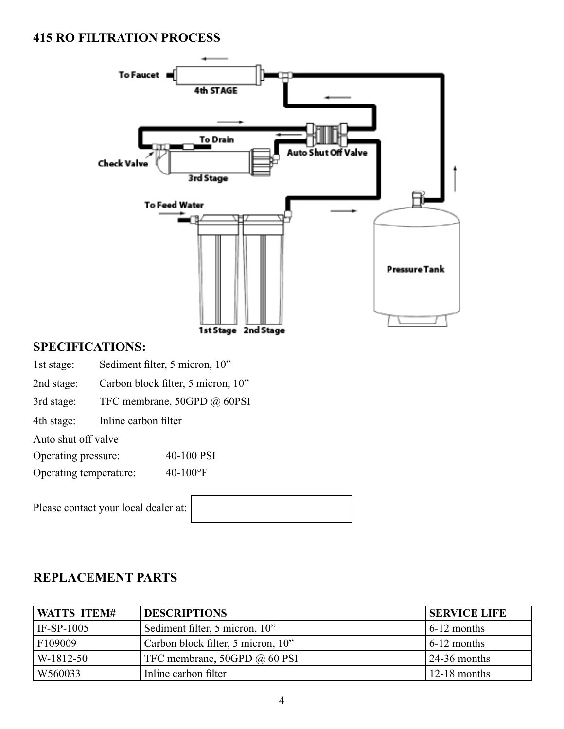## 415 RO FILTRATION PROCESS

## SPECIFICATIONS:

1st stage: Sediment filter, 5 micron, 10”

2nd stage: Carbon block filter, 5 micron, 10”

3rd stage: TFC membrane, 50GPD @ 60PSI

4th stage: Inline carbon filter

Auto shut off valve

Operating pressure: 40-100 PSI

Operating temperature: 40-100°F

Please contact your local dealer at:

## REPLACEMENT PARTS

| WATTS ITEM# | DESCRIPTIONS | SERVICE LIFE |
|---|---|---|
| IF-SP-1005 | Sediment filter, 5 micron, 10” | 6-12 months |
| F109009 | Carbon block filter, 5 micron, 10” | 6-12 months |
| W-1812-50 | TFC membrane, 50GPD @ 60 PSI | 24-36 months |
| W560033 | Inline carbon filter | 12-18 months |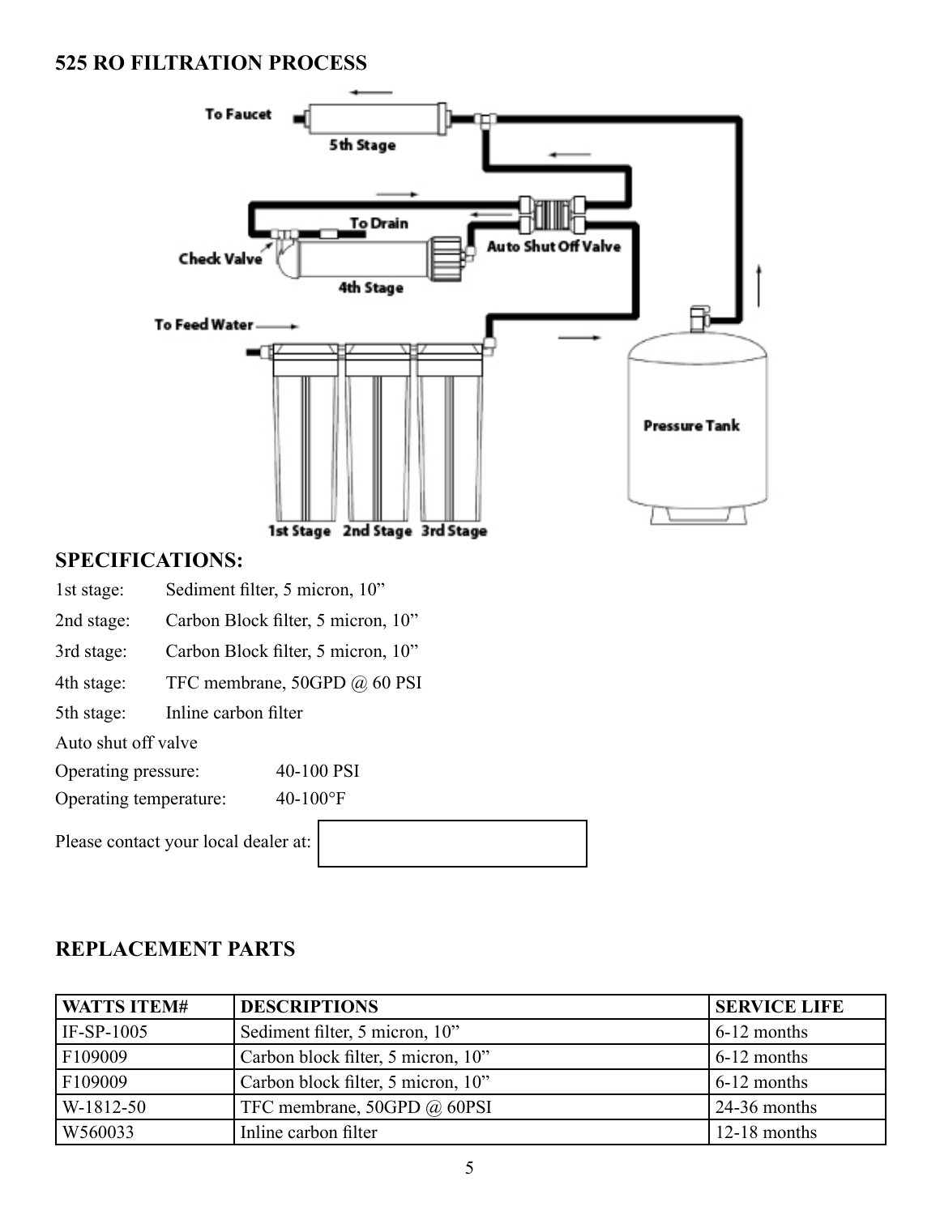## 525 RO FILTRATION PROCESS

## SPECIFICATIONS:

1st stage: Sediment filter, 5 micron, 10"

2nd stage: Carbon Block filter, 5 micron, 10"

3rd stage: Carbon Block filter, 5 micron, 10"

4th stage: TFC membrane, 50GPD @ 60 PSI

5th stage: Inline carbon filter

Auto shut off valve

Operating pressure: 40-100 PSI

Operating temperature: 40-100°F

Please contact your local dealer at:

## REPLACEMENT PARTS

| WATTS ITEM# | DESCRIPTIONS | SERVICE LIFE |
|---|---|---|
| IF-SP-1005 | Sediment filter, 5 micron, 10" | 6-12 months |
| F109009 | Carbon block filter, 5 micron, 10" | 6-12 months |
| F109009 | Carbon block filter, 5 micron, 10" | 6-12 months |
| W-1812-50 | TFC membrane, 50GPD @ 60PSI | 24-36 months |
| W560033 | Inline carbon filter | 12-18 months |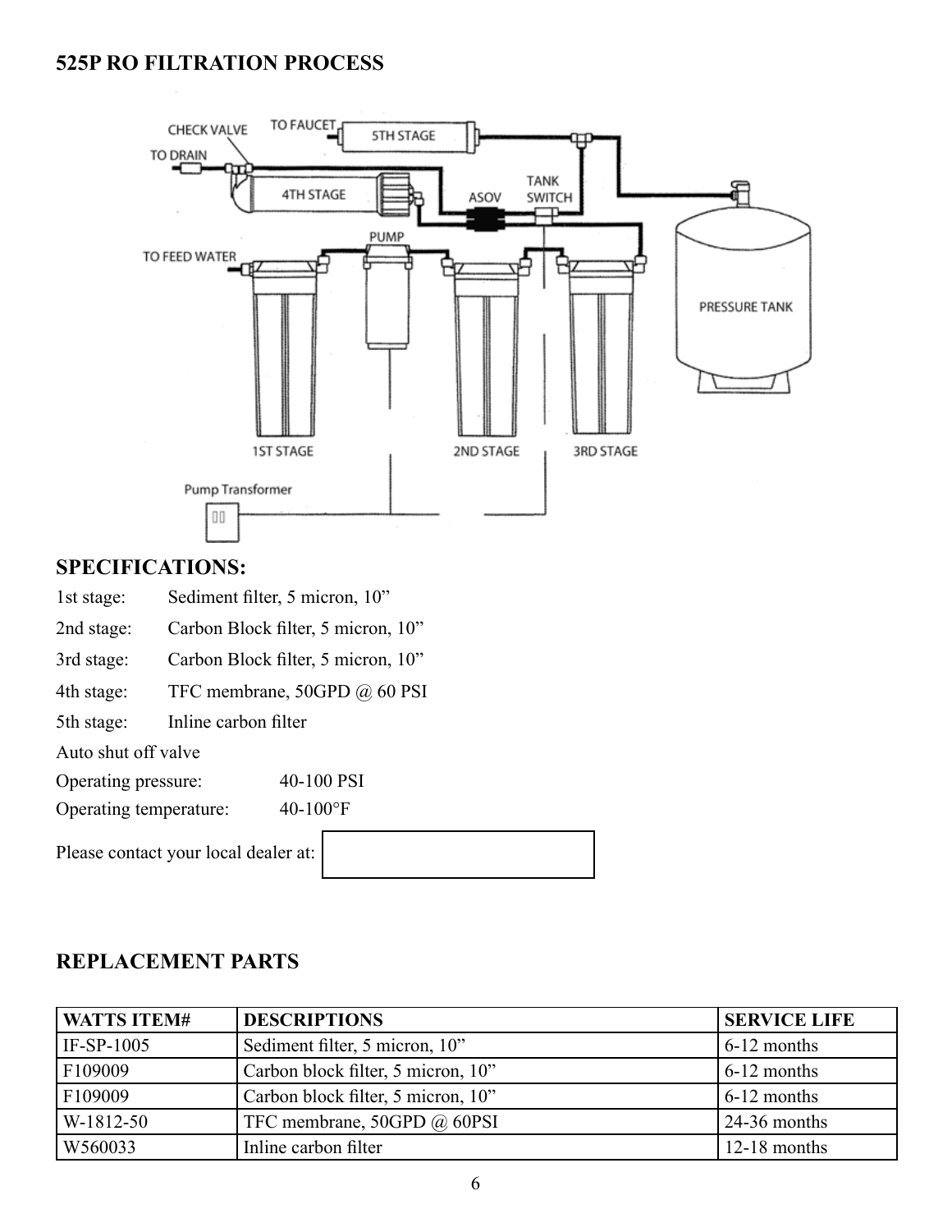## 525P RO FILTRATION PROCESS

## SPECIFICATIONS:

1st stage: Sediment filter, 5 micron, 10”

2nd stage: Carbon Block filter, 5 micron, 10”

3rd stage: Carbon Block filter, 5 micron, 10”

4th stage: TFC membrane, 50GPD @ 60 PSI

5th stage: Inline carbon filter

Auto shut off valve

Operating pressure: 40-100 PSI

Operating temperature: 40-100°F

Please contact your local dealer at:

## REPLACEMENT PARTS

| WATTS ITEM# | DESCRIPTIONS | SERVICE LIFE |
|---|---|---|
| IF-SP-1005 | Sediment filter, 5 micron, 10” | 6-12 months |
| F109009 | Carbon block filter, 5 micron, 10” | 6-12 months |
| F109009 | Carbon block filter, 5 micron, 10” | 6-12 months |
| W-1812-50 | TFC membrane, 50GPD @ 60PSI | 24-36 months |
| W560033 | Inline carbon filter | 12-18 months |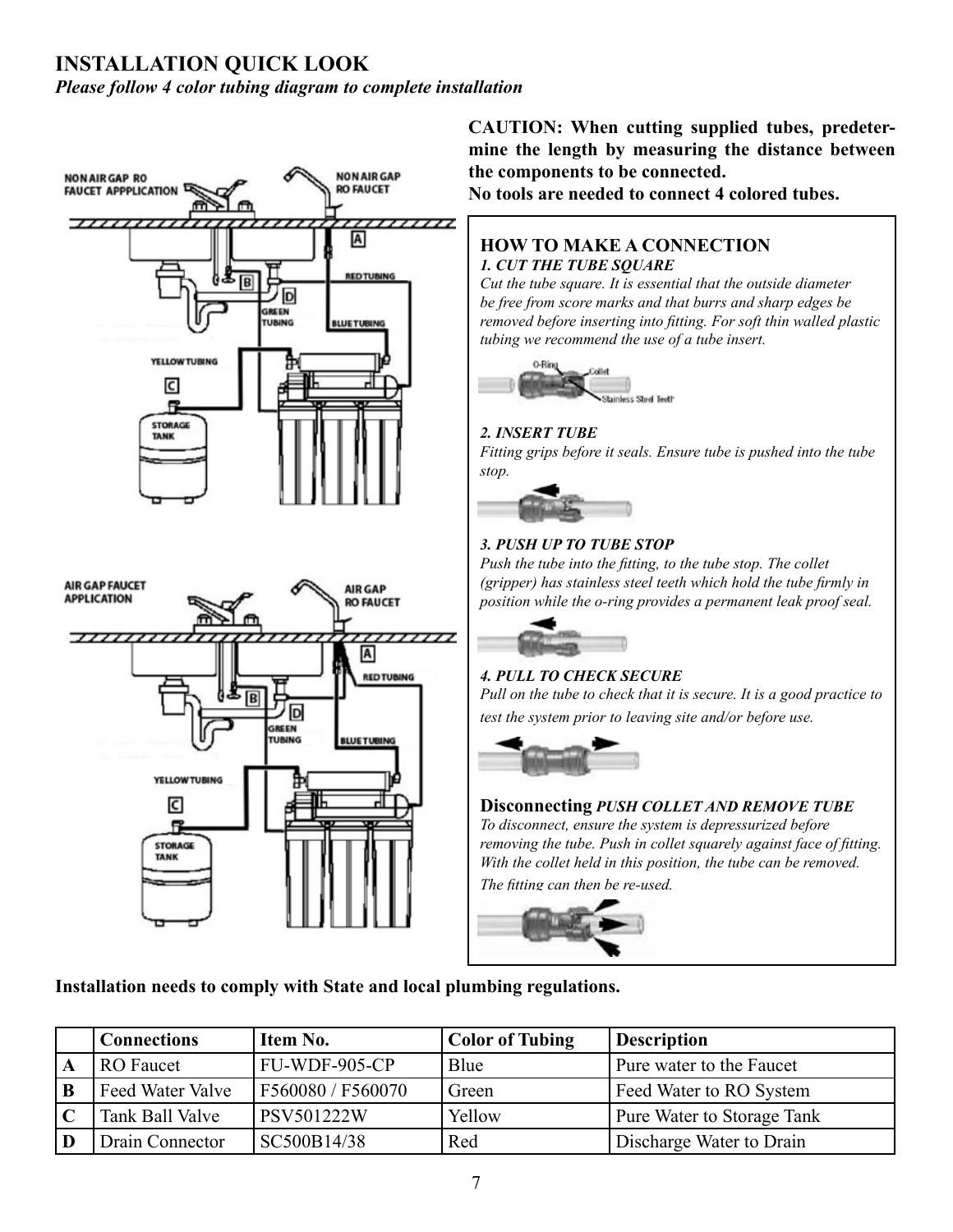## INSTALLATION QUICK LOOK

***Please follow 4 color tubing diagram to complete installation***

**CAUTION: When cutting supplied tubes, predetermine the length by measuring the distance between the components to be connected.**
**No tools are needed to connect 4 colored tubes.**

### HOW TO MAKE A CONNECTION

***1. CUT THE TUBE SQUARE***

*Cut the tube square. It is essential that the outside diameter be free from score marks and that burrs and sharp edges be removed before inserting into fitting. For soft thin walled plastic tubing we recommend the use of a tube insert.*

***2. INSERT TUBE***

*Fitting grips before it seals. Ensure tube is pushed into the tube stop.*

***3. PUSH UP TO TUBE STOP***

*Push the tube into the fitting, to the tube stop. The collet (gripper) has stainless steel teeth which hold the tube firmly in position while the o-ring provides a permanent leak proof seal.*

***4. PULL TO CHECK SECURE***

*Pull on the tube to check that it is secure. It is a good practice to test the system prior to leaving site and/or before use.*

**Disconnecting** ***PUSH COLLET AND REMOVE TUBE***

*To disconnect, ensure the system is depressurized before removing the tube. Push in collet squarely against face of fitting. With the collet held in this position, the tube can be removed. The fitting can then be re-used.*

**Installation needs to comply with State and local plumbing regulations.**

| | Connections | Item No. | Color of Tubing | Description |
|---|---|---|---|---|
| **A** | RO Faucet | FU-WDF-905-CP | Blue | Pure water to the Faucet |
| **B** | Feed Water Valve | F560080 / F560070 | Green | Feed Water to RO System |
| **C** | Tank Ball Valve | PSV501222W | Yellow | Pure Water to Storage Tank |
| **D** | Drain Connector | SC500B14/38 | Red | Discharge Water to Drain |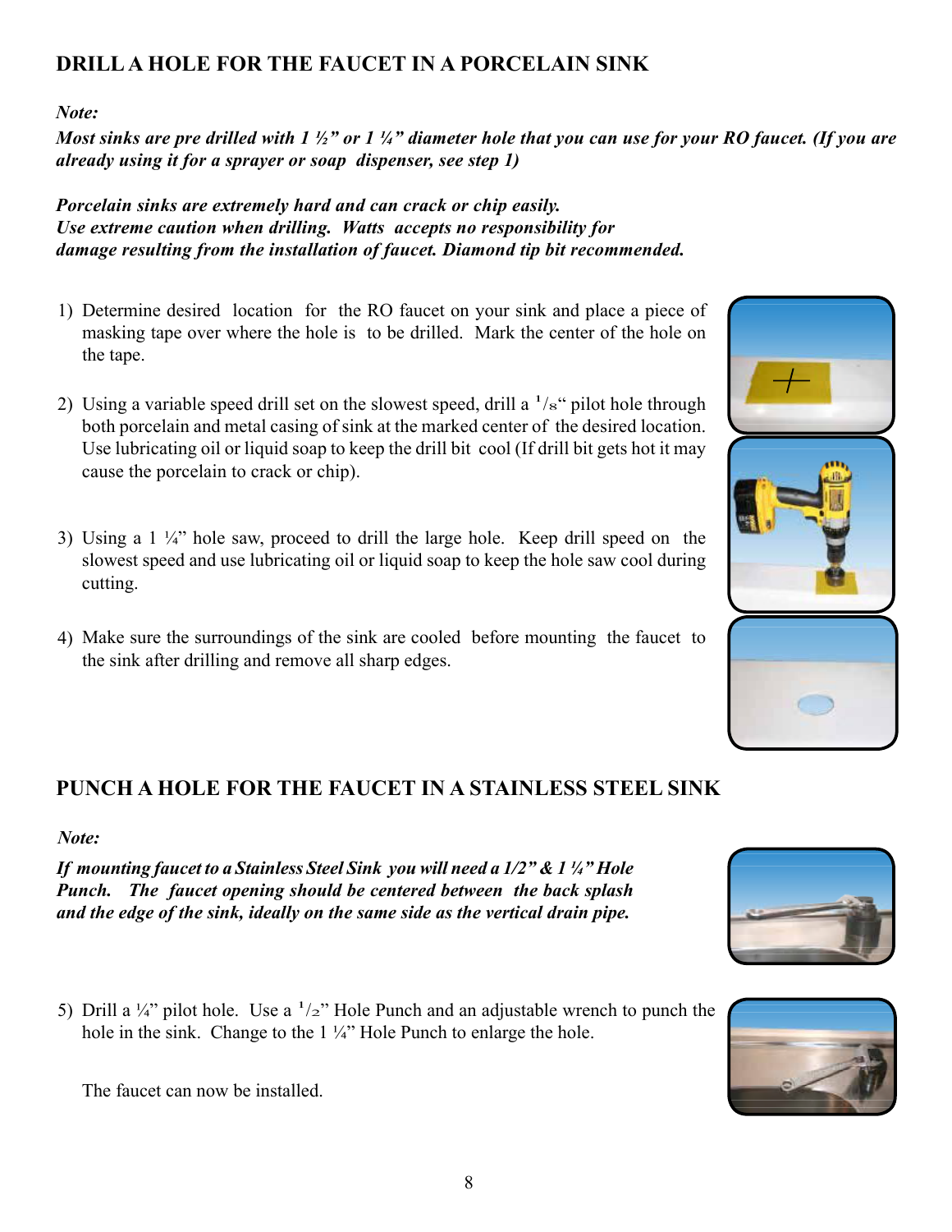## DRILL A HOLE FOR THE FAUCET IN A PORCELAIN SINK

***Note:***

***Most sinks are pre drilled with 1 ½" or 1 ¼" diameter hole that you can use for your RO faucet. (If you are already using it for a sprayer or soap dispenser, see step 1)***

***Porcelain sinks are extremely hard and can crack or chip easily. Use extreme caution when drilling. Watts accepts no responsibility for damage resulting from the installation of faucet. Diamond tip bit recommended.***

1) Determine desired location for the RO faucet on your sink and place a piece of masking tape over where the hole is to be drilled. Mark the center of the hole on the tape.

2) Using a variable speed drill set on the slowest speed, drill a 1/8" pilot hole through both porcelain and metal casing of sink at the marked center of the desired location. Use lubricating oil or liquid soap to keep the drill bit cool (If drill bit gets hot it may cause the porcelain to crack or chip).

3) Using a 1 ¼" hole saw, proceed to drill the large hole. Keep drill speed on the slowest speed and use lubricating oil or liquid soap to keep the hole saw cool during cutting.

4) Make sure the surroundings of the sink are cooled before mounting the faucet to the sink after drilling and remove all sharp edges.

## PUNCH A HOLE FOR THE FAUCET IN A STAINLESS STEEL SINK

***Note:***

***If mounting faucet to a Stainless Steel Sink you will need a 1/2" & 1 ¼" Hole Punch. The faucet opening should be centered between the back splash and the edge of the sink, ideally on the same side as the vertical drain pipe.***

5) Drill a ¼" pilot hole. Use a 1/2" Hole Punch and an adjustable wrench to punch the hole in the sink. Change to the 1 ¼" Hole Punch to enlarge the hole.

   The faucet can now be installed.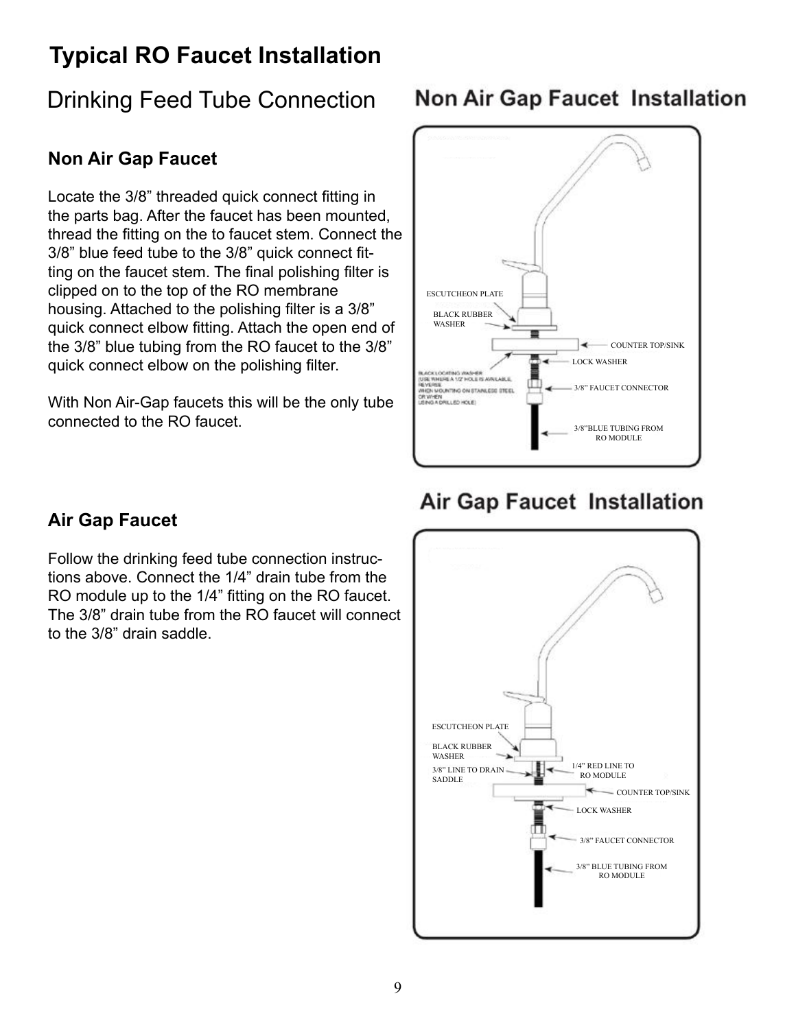# Typical RO Faucet Installation

## Drinking Feed Tube Connection

### Non Air Gap Faucet

Locate the 3/8" threaded quick connect fitting in the parts bag. After the faucet has been mounted, thread the fitting on the to faucet stem. Connect the 3/8" blue feed tube to the 3/8" quick connect fitting on the faucet stem. The final polishing filter is clipped on to the top of the RO membrane housing. Attached to the polishing filter is a 3/8" quick connect elbow fitting. Attach the open end of the 3/8" blue tubing from the RO faucet to the 3/8" quick connect elbow on the polishing filter.

With Non Air-Gap faucets this will be the only tube connected to the RO faucet.

## Non Air Gap Faucet Installation

ESCUTCHEON PLATE

BLACK RUBBER WASHER

COUNTER TOP/SINK

LOCK WASHER

BLACK LOCATING WASHER (USE WHERE A 1/2" HOLE IS AVAILABLE, REVERSE WHEN MOUNTING ON STAINLESS STEEL OR WHEN USING A DRILLED HOLE)

3/8" FAUCET CONNECTOR

3/8"BLUE TUBING FROM RO MODULE

### Air Gap Faucet

Follow the drinking feed tube connection instructions above. Connect the 1/4" drain tube from the RO module up to the 1/4" fitting on the RO faucet. The 3/8" drain tube from the RO faucet will connect to the 3/8" drain saddle.

## Air Gap Faucet Installation

ESCUTCHEON PLATE

BLACK RUBBER WASHER

3/8" LINE TO DRAIN SADDLE

1/4" RED LINE TO RO MODULE

COUNTER TOP/SINK

LOCK WASHER

3/8" FAUCET CONNECTOR

3/8" BLUE TUBING FROM RO MODULE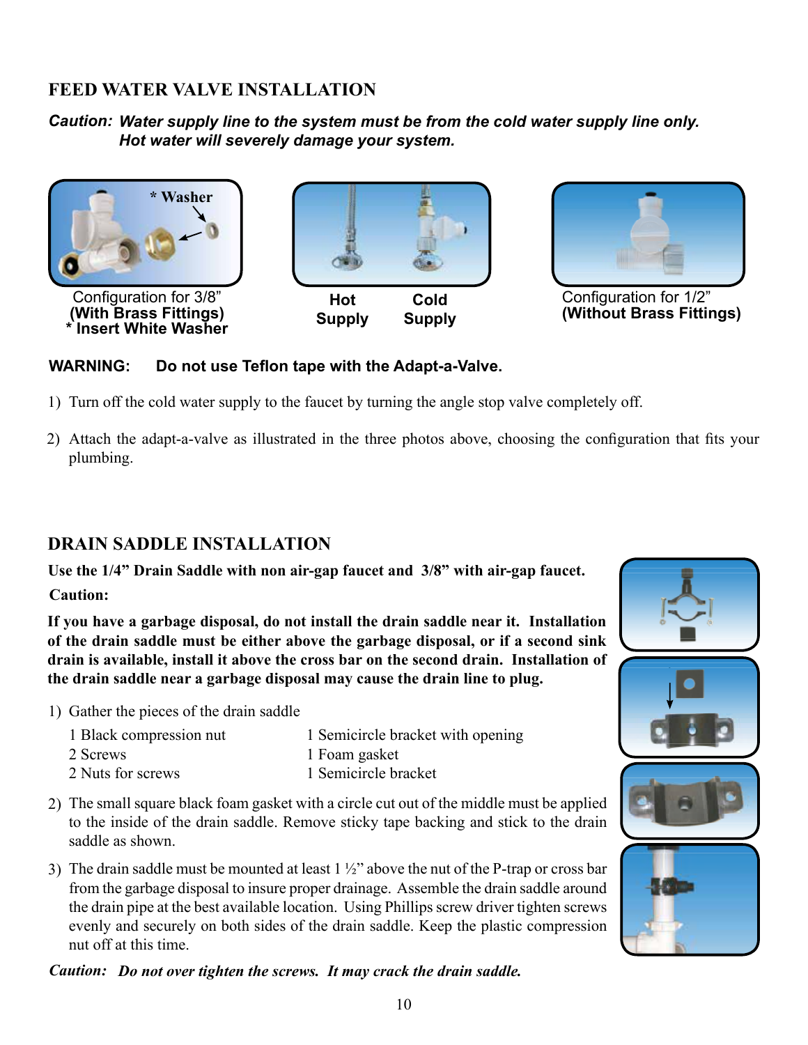## FEED WATER VALVE INSTALLATION

***Caution:*** ***Water supply line to the system must be from the cold water supply line only. Hot water will severely damage your system.***

\* Washer

Configuration for 3/8"
**(With Brass Fittings)**
**\* Insert White Washer**

**Hot Supply** **Cold Supply**

Configuration for 1/2"
**(Without Brass Fittings)**

**WARNING: Do not use Teflon tape with the Adapt-a-Valve.**

1) Turn off the cold water supply to the faucet by turning the angle stop valve completely off.

2) Attach the adapt-a-valve as illustrated in the three photos above, choosing the configuration that fits your plumbing.

## DRAIN SADDLE INSTALLATION

**Use the 1/4" Drain Saddle with non air-gap faucet and 3/8" with air-gap faucet.**

**Caution:**

**If you have a garbage disposal, do not install the drain saddle near it. Installation of the drain saddle must be either above the garbage disposal, or if a second sink drain is available, install it above the cross bar on the second drain. Installation of the drain saddle near a garbage disposal may cause the drain line to plug.**

1) Gather the pieces of the drain saddle

| | |
|---|---|
| 1 Black compression nut | 1 Semicircle bracket with opening |
| 2 Screws | 1 Foam gasket |
| 2 Nuts for screws | 1 Semicircle bracket |

2) The small square black foam gasket with a circle cut out of the middle must be applied to the inside of the drain saddle. Remove sticky tape backing and stick to the drain saddle as shown.

3) The drain saddle must be mounted at least 1 ½" above the nut of the P-trap or cross bar from the garbage disposal to insure proper drainage. Assemble the drain saddle around the drain pipe at the best available location. Using Phillips screw driver tighten screws evenly and securely on both sides of the drain saddle. Keep the plastic compression nut off at this time.

***Caution:*** ***Do not over tighten the screws. It may crack the drain saddle.***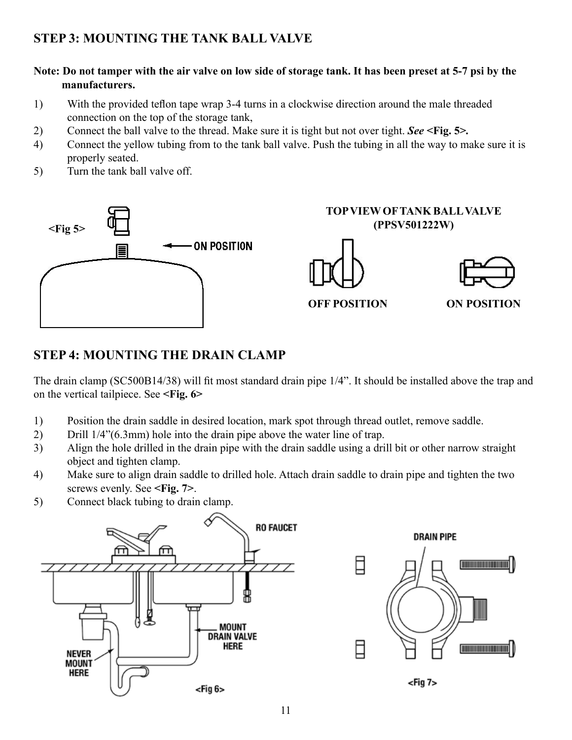## STEP 3: MOUNTING THE TANK BALL VALVE

**Note: Do not tamper with the air valve on low side of storage tank. It has been preset at 5-7 psi by the manufacturers.**

1) With the provided teflon tape wrap 3-4 turns in a clockwise direction around the male threaded connection on the top of the storage tank,
2) Connect the ball valve to the thread. Make sure it is tight but not over tight. ***See* <Fig. 5>.**
4) Connect the yellow tubing from to the tank ball valve. Push the tubing in all the way to make sure it is properly seated.
5) Turn the tank ball valve off.

**<Fig 5>** ON POSITION

**TOP VIEW OF TANK BALL VALVE (PPSV501222W)**

**OFF POSITION** **ON POSITION**

## STEP 4: MOUNTING THE DRAIN CLAMP

The drain clamp (SC500B14/38) will fit most standard drain pipe 1/4". It should be installed above the trap and on the vertical tailpiece. See **<Fig. 6>**

1) Position the drain saddle in desired location, mark spot through thread outlet, remove saddle.
2) Drill 1/4"(6.3mm) hole into the drain pipe above the water line of trap.
3) Align the hole drilled in the drain pipe with the drain saddle using a drill bit or other narrow straight object and tighten clamp.
4) Make sure to align drain saddle to drilled hole. Attach drain saddle to drain pipe and tighten the two screws evenly. See **<Fig. 7>**.
5) Connect black tubing to drain clamp.

RO FAUCET

MOUNT DRAIN VALVE HERE

NEVER MOUNT HERE

<Fig 6>

DRAIN PIPE

<Fig 7>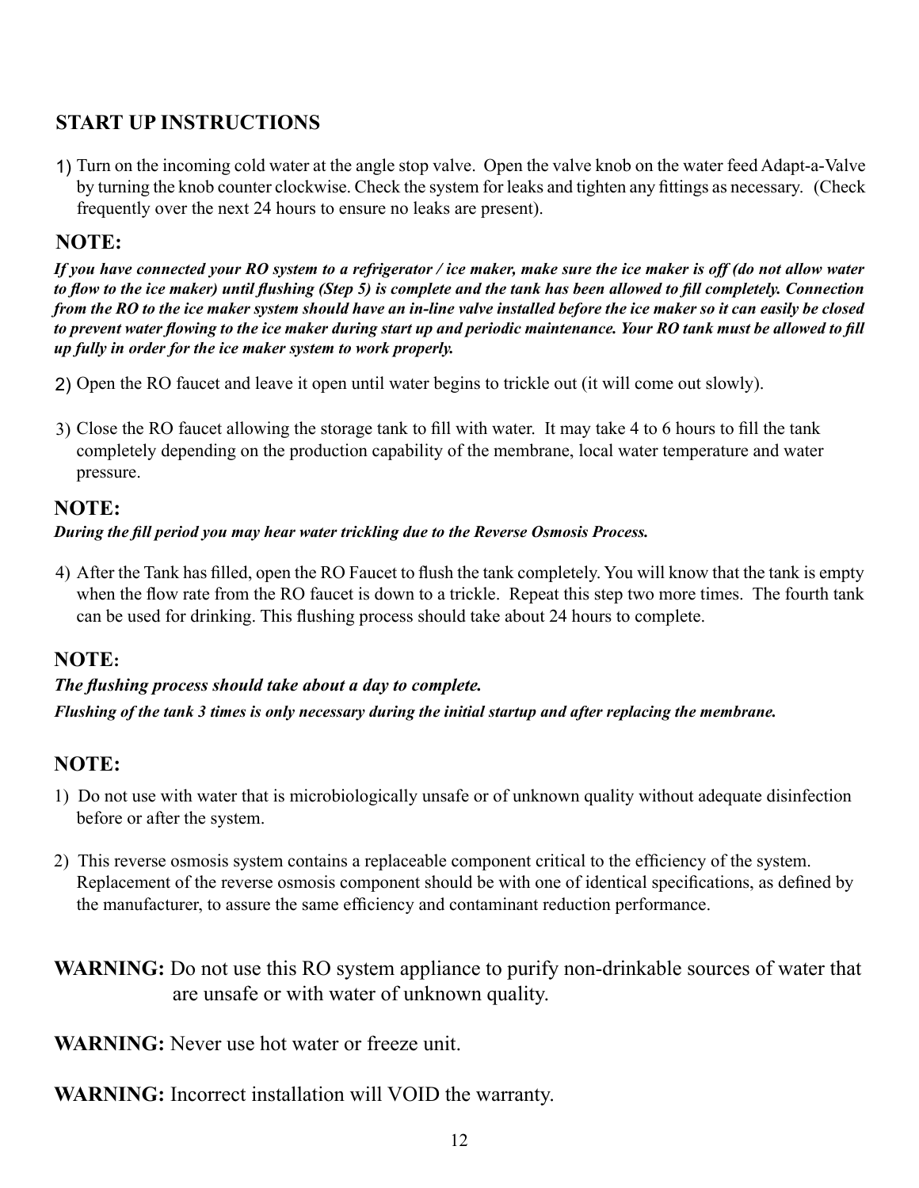## START UP INSTRUCTIONS

1) Turn on the incoming cold water at the angle stop valve. Open the valve knob on the water feed Adapt-a-Valve by turning the knob counter clockwise. Check the system for leaks and tighten any fittings as necessary. (Check frequently over the next 24 hours to ensure no leaks are present).

**NOTE:**

***If you have connected your RO system to a refrigerator / ice maker, make sure the ice maker is off (do not allow water to flow to the ice maker) until flushing (Step 5) is complete and the tank has been allowed to fill completely. Connection from the RO to the ice maker system should have an in-line valve installed before the ice maker so it can easily be closed to prevent water flowing to the ice maker during start up and periodic maintenance. Your RO tank must be allowed to fill up fully in order for the ice maker system to work properly.***

2) Open the RO faucet and leave it open until water begins to trickle out (it will come out slowly).

3) Close the RO faucet allowing the storage tank to fill with water. It may take 4 to 6 hours to fill the tank completely depending on the production capability of the membrane, local water temperature and water pressure.

**NOTE:**

***During the fill period you may hear water trickling due to the Reverse Osmosis Process.***

4) After the Tank has filled, open the RO Faucet to flush the tank completely. You will know that the tank is empty when the flow rate from the RO faucet is down to a trickle. Repeat this step two more times. The fourth tank can be used for drinking. This flushing process should take about 24 hours to complete.

**NOTE:**

***The flushing process should take about a day to complete.***

***Flushing of the tank 3 times is only necessary during the initial startup and after replacing the membrane.***

**NOTE:**

1) Do not use with water that is microbiologically unsafe or of unknown quality without adequate disinfection before or after the system.

2) This reverse osmosis system contains a replaceable component critical to the efficiency of the system. Replacement of the reverse osmosis component should be with one of identical specifications, as defined by the manufacturer, to assure the same efficiency and contaminant reduction performance.

**WARNING:** Do not use this RO system appliance to purify non-drinkable sources of water that are unsafe or with water of unknown quality.

**WARNING:** Never use hot water or freeze unit.

**WARNING:** Incorrect installation will VOID the warranty.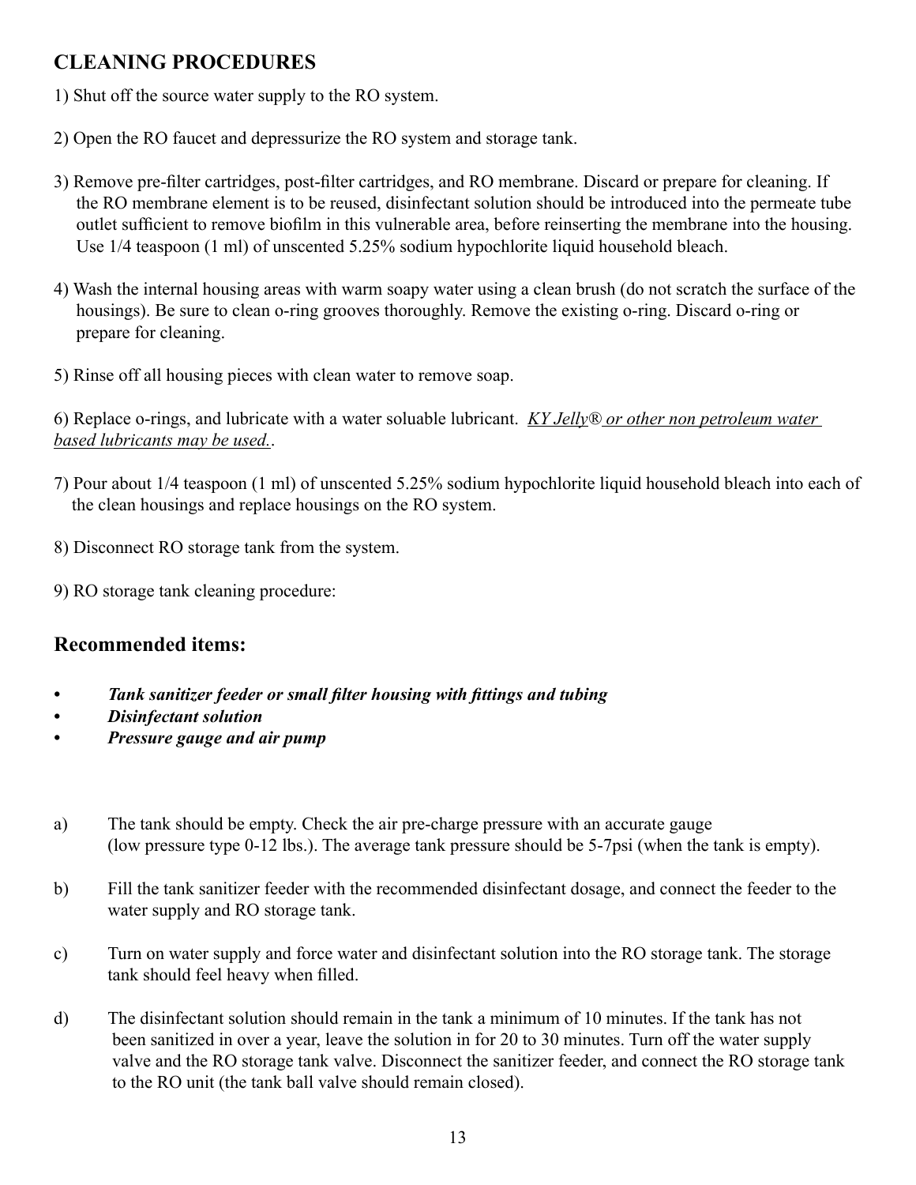## CLEANING PROCEDURES

1) Shut off the source water supply to the RO system.

2) Open the RO faucet and depressurize the RO system and storage tank.

3) Remove pre-filter cartridges, post-filter cartridges, and RO membrane. Discard or prepare for cleaning. If the RO membrane element is to be reused, disinfectant solution should be introduced into the permeate tube outlet sufficient to remove biofilm in this vulnerable area, before reinserting the membrane into the housing. Use 1/4 teaspoon (1 ml) of unscented 5.25% sodium hypochlorite liquid household bleach.

4) Wash the internal housing areas with warm soapy water using a clean brush (do not scratch the surface of the housings). Be sure to clean o-ring grooves thoroughly. Remove the existing o-ring. Discard o-ring or prepare for cleaning.

5) Rinse off all housing pieces with clean water to remove soap.

6) Replace o-rings, and lubricate with a water soluable lubricant. *KY Jelly® or other non petroleum water based lubricants may be used.*.

7) Pour about 1/4 teaspoon (1 ml) of unscented 5.25% sodium hypochlorite liquid household bleach into each of the clean housings and replace housings on the RO system.

8) Disconnect RO storage tank from the system.

9) RO storage tank cleaning procedure:

### Recommended items:

- ***Tank sanitizer feeder or small filter housing with fittings and tubing***
- ***Disinfectant solution***
- ***Pressure gauge and air pump***

a) The tank should be empty. Check the air pre-charge pressure with an accurate gauge (low pressure type 0-12 lbs.). The average tank pressure should be 5-7psi (when the tank is empty).

b) Fill the tank sanitizer feeder with the recommended disinfectant dosage, and connect the feeder to the water supply and RO storage tank.

c) Turn on water supply and force water and disinfectant solution into the RO storage tank. The storage tank should feel heavy when filled.

d) The disinfectant solution should remain in the tank a minimum of 10 minutes. If the tank has not been sanitized in over a year, leave the solution in for 20 to 30 minutes. Turn off the water supply valve and the RO storage tank valve. Disconnect the sanitizer feeder, and connect the RO storage tank to the RO unit (the tank ball valve should remain closed).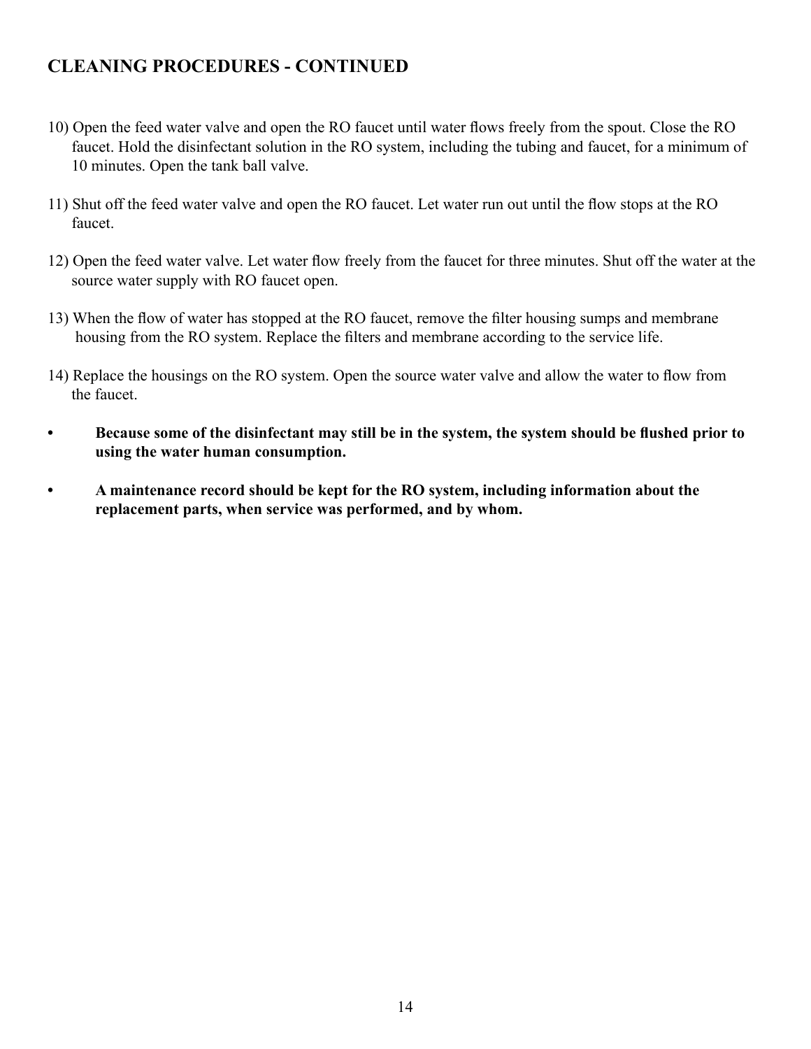## CLEANING PROCEDURES - CONTINUED

10) Open the feed water valve and open the RO faucet until water flows freely from the spout. Close the RO faucet. Hold the disinfectant solution in the RO system, including the tubing and faucet, for a minimum of 10 minutes. Open the tank ball valve.

11) Shut off the feed water valve and open the RO faucet. Let water run out until the flow stops at the RO faucet.

12) Open the feed water valve. Let water flow freely from the faucet for three minutes. Shut off the water at the source water supply with RO faucet open.

13) When the flow of water has stopped at the RO faucet, remove the filter housing sumps and membrane housing from the RO system. Replace the filters and membrane according to the service life.

14) Replace the housings on the RO system. Open the source water valve and allow the water to flow from the faucet.

- **Because some of the disinfectant may still be in the system, the system should be flushed prior to using the water human consumption.**

- **A maintenance record should be kept for the RO system, including information about the replacement parts, when service was performed, and by whom.**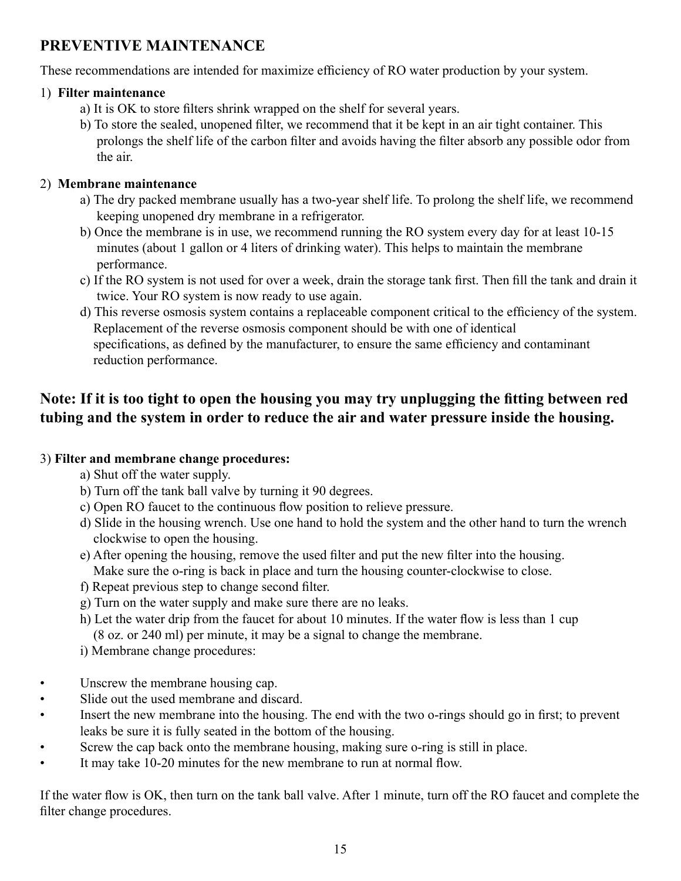## PREVENTIVE MAINTENANCE

These recommendations are intended for maximize efficiency of RO water production by your system.

1) **Filter maintenance**

   a) It is OK to store filters shrink wrapped on the shelf for several years.

   b) To store the sealed, unopened filter, we recommend that it be kept in an air tight container. This prolongs the shelf life of the carbon filter and avoids having the filter absorb any possible odor from the air.

2) **Membrane maintenance**

   a) The dry packed membrane usually has a two-year shelf life. To prolong the shelf life, we recommend keeping unopened dry membrane in a refrigerator.

   b) Once the membrane is in use, we recommend running the RO system every day for at least 10-15 minutes (about 1 gallon or 4 liters of drinking water). This helps to maintain the membrane performance.

   c) If the RO system is not used for over a week, drain the storage tank first. Then fill the tank and drain it twice. Your RO system is now ready to use again.

   d) This reverse osmosis system contains a replaceable component critical to the efficiency of the system. Replacement of the reverse osmosis component should be with one of identical specifications, as defined by the manufacturer, to ensure the same efficiency and contaminant reduction performance.

**Note: If it is too tight to open the housing you may try unplugging the fitting between red tubing and the system in order to reduce the air and water pressure inside the housing.**

3) **Filter and membrane change procedures:**

   a) Shut off the water supply.

   b) Turn off the tank ball valve by turning it 90 degrees.

   c) Open RO faucet to the continuous flow position to relieve pressure.

   d) Slide in the housing wrench. Use one hand to hold the system and the other hand to turn the wrench clockwise to open the housing.

   e) After opening the housing, remove the used filter and put the new filter into the housing. Make sure the o-ring is back in place and turn the housing counter-clockwise to close.

   f) Repeat previous step to change second filter.

   g) Turn on the water supply and make sure there are no leaks.

   h) Let the water drip from the faucet for about 10 minutes. If the water flow is less than 1 cup (8 oz. or 240 ml) per minute, it may be a signal to change the membrane.

   i) Membrane change procedures:

- Unscrew the membrane housing cap.
- Slide out the used membrane and discard.
- Insert the new membrane into the housing. The end with the two o-rings should go in first; to prevent leaks be sure it is fully seated in the bottom of the housing.
- Screw the cap back onto the membrane housing, making sure o-ring is still in place.
- It may take 10-20 minutes for the new membrane to run at normal flow.

If the water flow is OK, then turn on the tank ball valve. After 1 minute, turn off the RO faucet and complete the filter change procedures.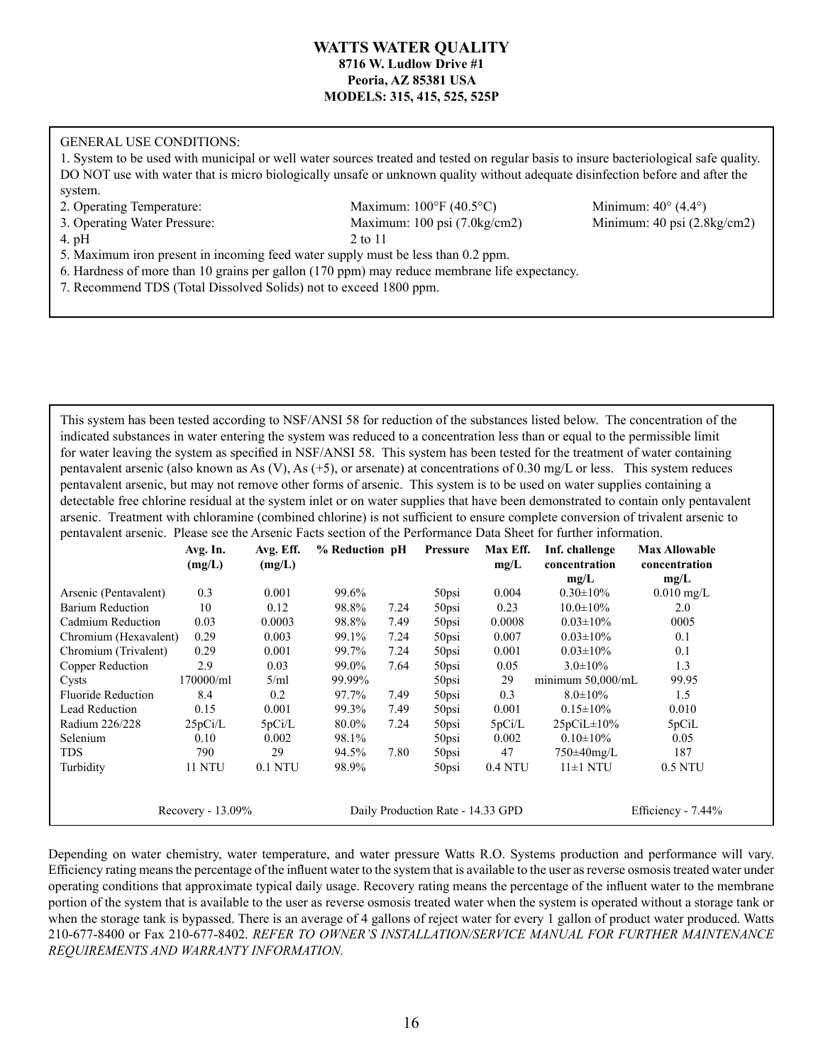**WATTS WATER QUALITY**
**8716 W. Ludlow Drive #1**
**Peoria, AZ 85381 USA**
**MODELS: 315, 415, 525, 525P**

GENERAL USE CONDITIONS:

1. System to be used with municipal or well water sources treated and tested on regular basis to insure bacteriological safe quality. DO NOT use with water that is micro biologically unsafe or unknown quality without adequate disinfection before and after the system.
2. Operating Temperature: Maximum: 100°F (40.5°C) Minimum: 40° (4.4°)
3. Operating Water Pressure: Maximum: 100 psi (7.0kg/cm2) Minimum: 40 psi (2.8kg/cm2)
4. pH 2 to 11
5. Maximum iron present in incoming feed water supply must be less than 0.2 ppm.
6. Hardness of more than 10 grains per gallon (170 ppm) may reduce membrane life expectancy.
7. Recommend TDS (Total Dissolved Solids) not to exceed 1800 ppm.

This system has been tested according to NSF/ANSI 58 for reduction of the substances listed below. The concentration of the indicated substances in water entering the system was reduced to a concentration less than or equal to the permissible limit for water leaving the system as specified in NSF/ANSI 58. This system has been tested for the treatment of water containing pentavalent arsenic (also known as As (V), As (+5), or arsenate) at concentrations of 0.30 mg/L or less. This system reduces pentavalent arsenic, but may not remove other forms of arsenic. This system is to be used on water supplies containing a detectable free chlorine residual at the system inlet or on water supplies that have been demonstrated to contain only pentavalent arsenic. Treatment with chloramine (combined chlorine) is not sufficient to ensure complete conversion of trivalent arsenic to pentavalent arsenic. Please see the Arsenic Facts section of the Performance Data Sheet for further information.

| | Avg. In. (mg/L) | Avg. Eff. (mg/L) | % Reduction | pH | Pressure | Max Eff. mg/L | Inf. challenge concentration mg/L | Max Allowable concentration mg/L |
|---|---|---|---|---|---|---|---|---|
| Arsenic (Pentavalent) | 0.3 | 0.001 | 99.6% | | 50psi | 0.004 | 0.30±10% | 0.010 mg/L |
| Barium Reduction | 10 | 0.12 | 98.8% | 7.24 | 50psi | 0.23 | 10.0±10% | 2.0 |
| Cadmium Reduction | 0.03 | 0.0003 | 98.8% | 7.49 | 50psi | 0.0008 | 0.03±10% | 0005 |
| Chromium (Hexavalent) | 0.29 | 0.003 | 99.1% | 7.24 | 50psi | 0.007 | 0.03±10% | 0.1 |
| Chromium (Trivalent) | 0.29 | 0.001 | 99.7% | 7.24 | 50psi | 0.001 | 0.03±10% | 0.1 |
| Copper Reduction | 2.9 | 0.03 | 99.0% | 7.64 | 50psi | 0.05 | 3.0±10% | 1.3 |
| Cysts | 170000/ml | 5/ml | 99.99% | | 50psi | 29 | minimum 50,000/mL | 99.95 |
| Fluoride Reduction | 8.4 | 0.2 | 97.7% | 7.49 | 50psi | 0.3 | 8.0±10% | 1.5 |
| Lead Reduction | 0.15 | 0.001 | 99.3% | 7.49 | 50psi | 0.001 | 0.15±10% | 0.010 |
| Radium 226/228 | 25pCi/L | 5pCi/L | 80.0% | 7.24 | 50psi | 5pCi/L | 25pCiL±10% | 5pCiL |
| Selenium | 0.10 | 0.002 | 98.1% | | 50psi | 0.002 | 0.10±10% | 0.05 |
| TDS | 790 | 29 | 94.5% | 7.80 | 50psi | 47 | 750±40mg/L | 187 |
| Turbidity | 11 NTU | 0.1 NTU | 98.9% | | 50psi | 0.4 NTU | 11±1 NTU | 0.5 NTU |

Recovery - 13.09% Daily Production Rate - 14.33 GPD Efficiency - 7.44%

Depending on water chemistry, water temperature, and water pressure Watts R.O. Systems production and performance will vary. Efficiency rating means the percentage of the influent water to the system that is available to the user as reverse osmosis treated water under operating conditions that approximate typical daily usage. Recovery rating means the percentage of the influent water to the membrane portion of the system that is available to the user as reverse osmosis treated water when the system is operated without a storage tank or when the storage tank is bypassed. There is an average of 4 gallons of reject water for every 1 gallon of product water produced. Watts 210-677-8400 or Fax 210-677-8402. *REFER TO OWNER'S INSTALLATION/SERVICE MANUAL FOR FURTHER MAINTENANCE REQUIREMENTS AND WARRANTY INFORMATION.*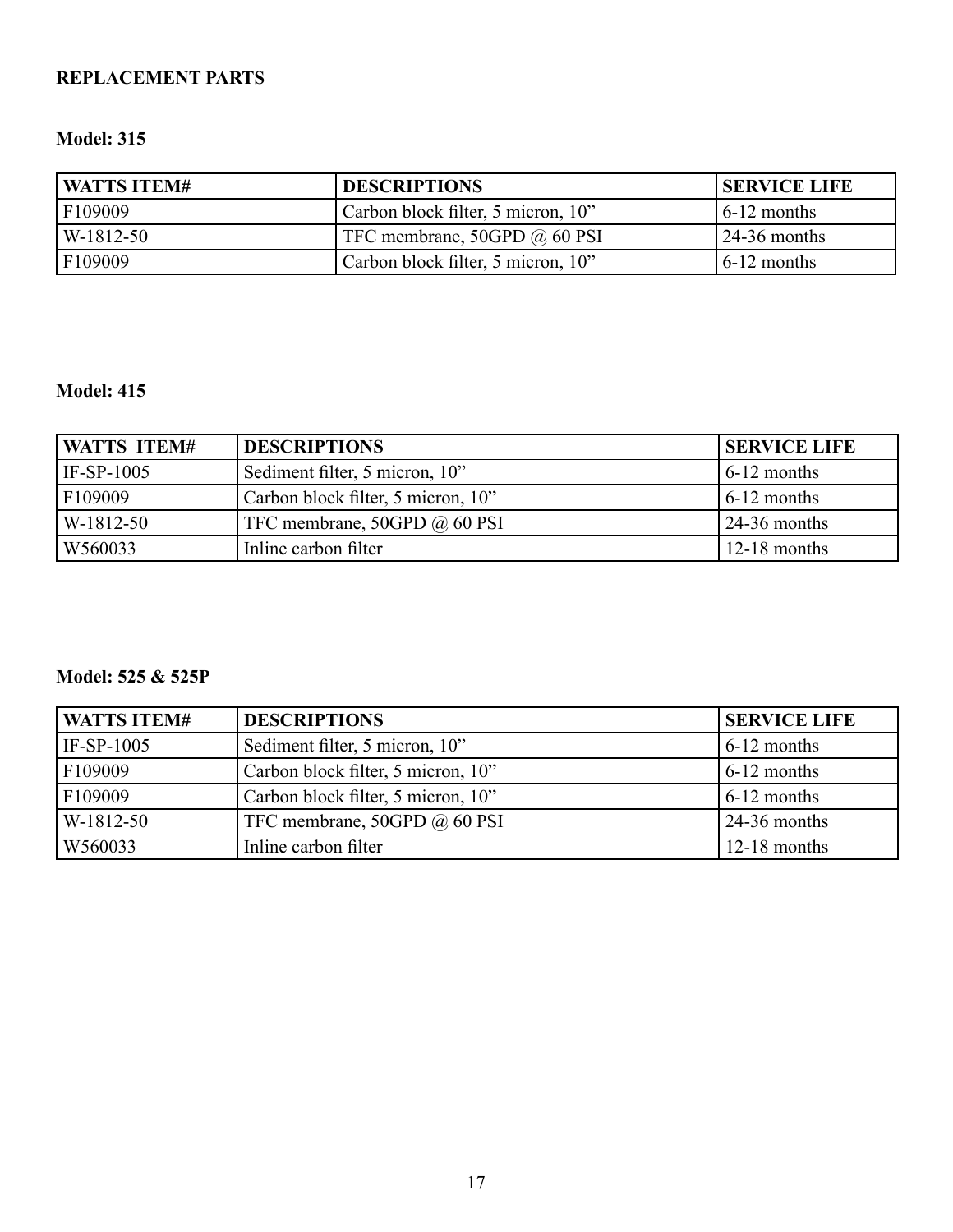**REPLACEMENT PARTS**

**Model: 315**

| WATTS ITEM# | DESCRIPTIONS | SERVICE LIFE |
|---|---|---|
| F109009 | Carbon block filter, 5 micron, 10” | 6-12 months |
| W-1812-50 | TFC membrane, 50GPD @ 60 PSI | 24-36 months |
| F109009 | Carbon block filter, 5 micron, 10” | 6-12 months |

**Model: 415**

| WATTS ITEM# | DESCRIPTIONS | SERVICE LIFE |
|---|---|---|
| IF-SP-1005 | Sediment filter, 5 micron, 10” | 6-12 months |
| F109009 | Carbon block filter, 5 micron, 10” | 6-12 months |
| W-1812-50 | TFC membrane, 50GPD @ 60 PSI | 24-36 months |
| W560033 | Inline carbon filter | 12-18 months |

**Model: 525 & 525P**

| WATTS ITEM# | DESCRIPTIONS | SERVICE LIFE |
|---|---|---|
| IF-SP-1005 | Sediment filter, 5 micron, 10” | 6-12 months |
| F109009 | Carbon block filter, 5 micron, 10” | 6-12 months |
| F109009 | Carbon block filter, 5 micron, 10” | 6-12 months |
| W-1812-50 | TFC membrane, 50GPD @ 60 PSI | 24-36 months |
| W560033 | Inline carbon filter | 12-18 months |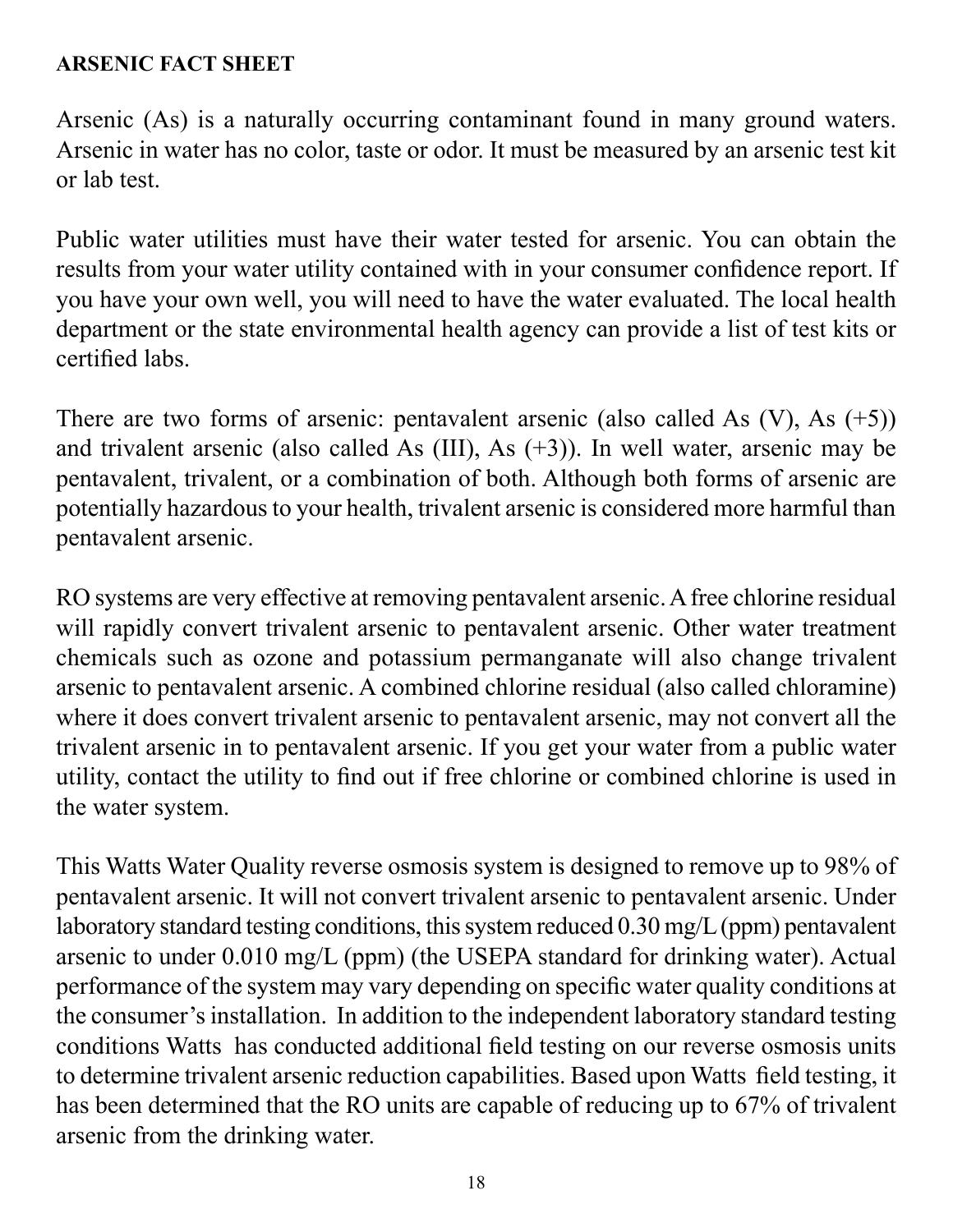**ARSENIC FACT SHEET**

Arsenic (As) is a naturally occurring contaminant found in many ground waters. Arsenic in water has no color, taste or odor. It must be measured by an arsenic test kit or lab test.

Public water utilities must have their water tested for arsenic. You can obtain the results from your water utility contained with in your consumer confidence report. If you have your own well, you will need to have the water evaluated. The local health department or the state environmental health agency can provide a list of test kits or certified labs.

There are two forms of arsenic: pentavalent arsenic (also called As (V), As (+5)) and trivalent arsenic (also called As (III), As (+3)). In well water, arsenic may be pentavalent, trivalent, or a combination of both. Although both forms of arsenic are potentially hazardous to your health, trivalent arsenic is considered more harmful than pentavalent arsenic.

RO systems are very effective at removing pentavalent arsenic. A free chlorine residual will rapidly convert trivalent arsenic to pentavalent arsenic. Other water treatment chemicals such as ozone and potassium permanganate will also change trivalent arsenic to pentavalent arsenic. A combined chlorine residual (also called chloramine) where it does convert trivalent arsenic to pentavalent arsenic, may not convert all the trivalent arsenic in to pentavalent arsenic. If you get your water from a public water utility, contact the utility to find out if free chlorine or combined chlorine is used in the water system.

This Watts Water Quality reverse osmosis system is designed to remove up to 98% of pentavalent arsenic. It will not convert trivalent arsenic to pentavalent arsenic. Under laboratory standard testing conditions, this system reduced 0.30 mg/L (ppm) pentavalent arsenic to under 0.010 mg/L (ppm) (the USEPA standard for drinking water). Actual performance of the system may vary depending on specific water quality conditions at the consumer's installation. In addition to the independent laboratory standard testing conditions Watts has conducted additional field testing on our reverse osmosis units to determine trivalent arsenic reduction capabilities. Based upon Watts field testing, it has been determined that the RO units are capable of reducing up to 67% of trivalent arsenic from the drinking water.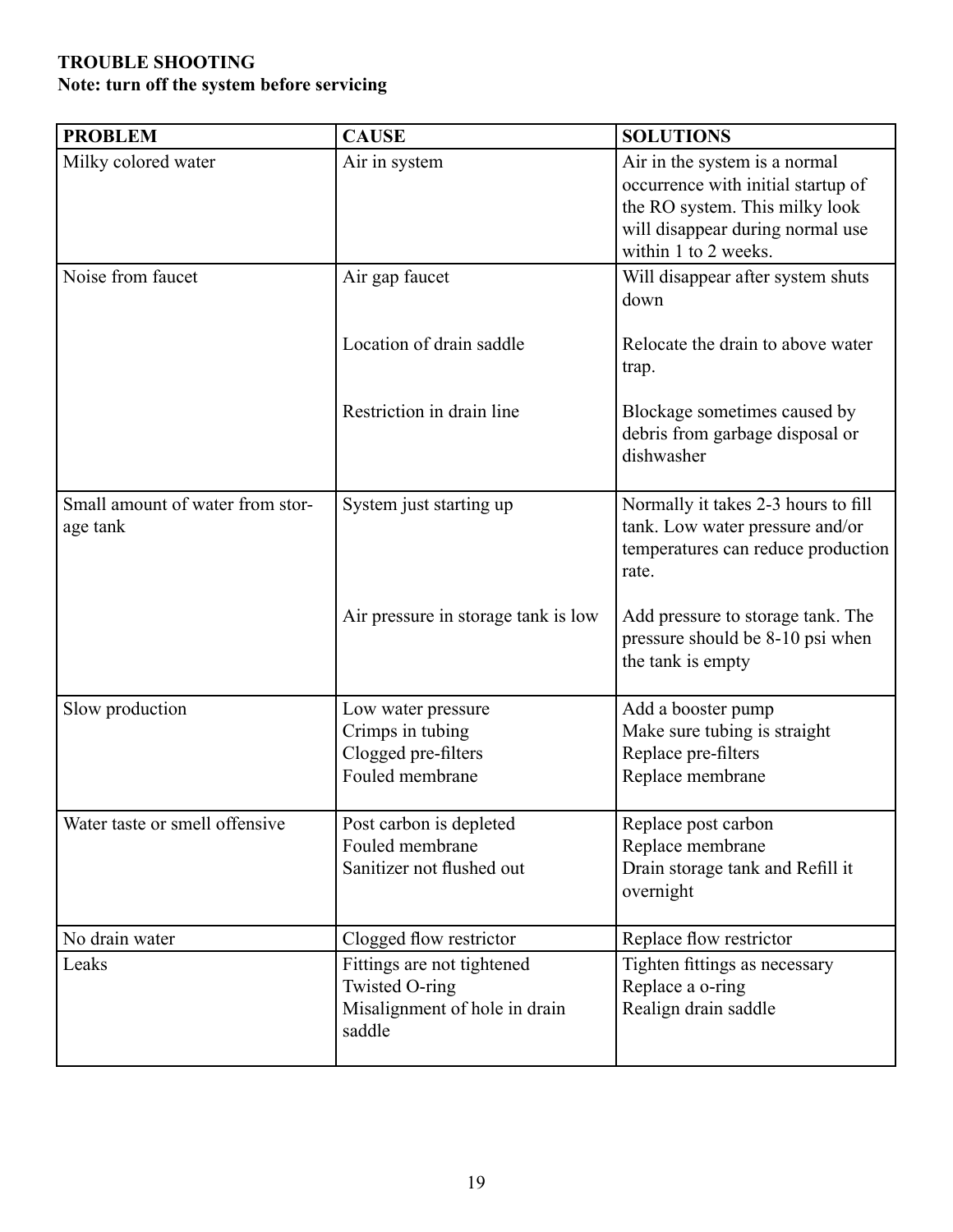**TROUBLE SHOOTING**
**Note: turn off the system before servicing**

| PROBLEM | CAUSE | SOLUTIONS |
|---|---|---|
| Milky colored water | Air in system | Air in the system is a normal occurrence with initial startup of the RO system. This milky look will disappear during normal use within 1 to 2 weeks. |
| Noise from faucet | Air gap faucet<br><br>Location of drain saddle<br><br>Restriction in drain line | Will disappear after system shuts down<br><br>Relocate the drain to above water trap.<br><br>Blockage sometimes caused by debris from garbage disposal or dishwasher |
| Small amount of water from storage tank | System just starting up<br><br>Air pressure in storage tank is low | Normally it takes 2-3 hours to fill tank. Low water pressure and/or temperatures can reduce production rate.<br><br>Add pressure to storage tank. The pressure should be 8-10 psi when the tank is empty |
| Slow production | Low water pressure<br>Crimps in tubing<br>Clogged pre-filters<br>Fouled membrane | Add a booster pump<br>Make sure tubing is straight<br>Replace pre-filters<br>Replace membrane |
| Water taste or smell offensive | Post carbon is depleted<br>Fouled membrane<br>Sanitizer not flushed out | Replace post carbon<br>Replace membrane<br>Drain storage tank and Refill it overnight |
| No drain water | Clogged flow restrictor | Replace flow restrictor |
| Leaks | Fittings are not tightened<br>Twisted O-ring<br>Misalignment of hole in drain saddle | Tighten fittings as necessary<br>Replace a o-ring<br>Realign drain saddle |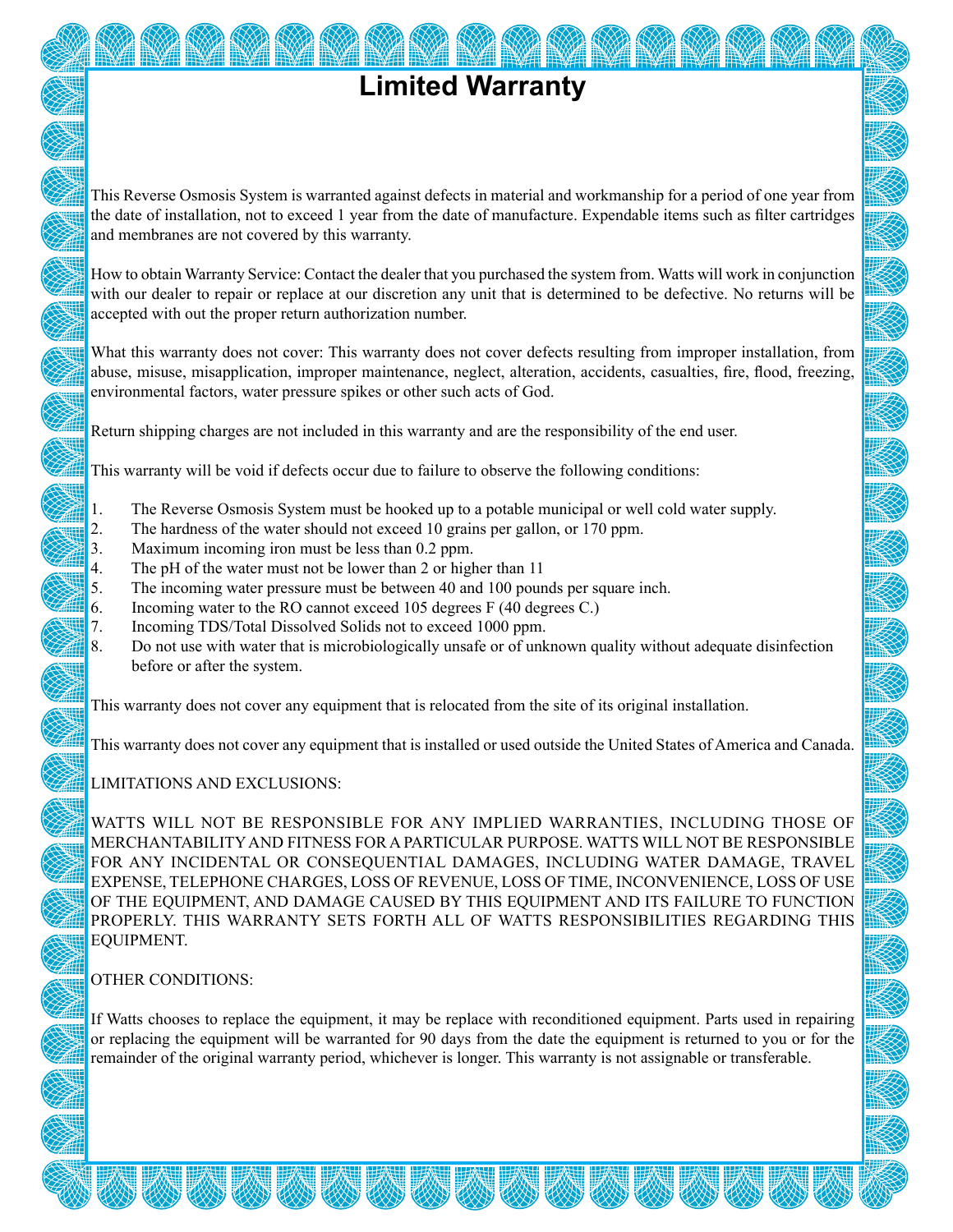# Limited Warranty

This Reverse Osmosis System is warranted against defects in material and workmanship for a period of one year from the date of installation, not to exceed 1 year from the date of manufacture. Expendable items such as filter cartridges and membranes are not covered by this warranty.

How to obtain Warranty Service: Contact the dealer that you purchased the system from. Watts will work in conjunction with our dealer to repair or replace at our discretion any unit that is determined to be defective. No returns will be accepted with out the proper return authorization number.

What this warranty does not cover: This warranty does not cover defects resulting from improper installation, from abuse, misuse, misapplication, improper maintenance, neglect, alteration, accidents, casualties, fire, flood, freezing, environmental factors, water pressure spikes or other such acts of God.

Return shipping charges are not included in this warranty and are the responsibility of the end user.

This warranty will be void if defects occur due to failure to observe the following conditions:

1. The Reverse Osmosis System must be hooked up to a potable municipal or well cold water supply.
2. The hardness of the water should not exceed 10 grains per gallon, or 170 ppm.
3. Maximum incoming iron must be less than 0.2 ppm.
4. The pH of the water must not be lower than 2 or higher than 11
5. The incoming water pressure must be between 40 and 100 pounds per square inch.
6. Incoming water to the RO cannot exceed 105 degrees F (40 degrees C.)
7. Incoming TDS/Total Dissolved Solids not to exceed 1000 ppm.
8. Do not use with water that is microbiologically unsafe or of unknown quality without adequate disinfection before or after the system.

This warranty does not cover any equipment that is relocated from the site of its original installation.

This warranty does not cover any equipment that is installed or used outside the United States of America and Canada.

LIMITATIONS AND EXCLUSIONS:

WATTS WILL NOT BE RESPONSIBLE FOR ANY IMPLIED WARRANTIES, INCLUDING THOSE OF MERCHANTABILITY AND FITNESS FOR A PARTICULAR PURPOSE. WATTS WILL NOT BE RESPONSIBLE FOR ANY INCIDENTAL OR CONSEQUENTIAL DAMAGES, INCLUDING WATER DAMAGE, TRAVEL EXPENSE, TELEPHONE CHARGES, LOSS OF REVENUE, LOSS OF TIME, INCONVENIENCE, LOSS OF USE OF THE EQUIPMENT, AND DAMAGE CAUSED BY THIS EQUIPMENT AND ITS FAILURE TO FUNCTION PROPERLY. THIS WARRANTY SETS FORTH ALL OF WATTS RESPONSIBILITIES REGARDING THIS EQUIPMENT.

OTHER CONDITIONS:

If Watts chooses to replace the equipment, it may be replace with reconditioned equipment. Parts used in repairing or replacing the equipment will be warranted for 90 days from the date the equipment is returned to you or for the remainder of the original warranty period, whichever is longer. This warranty is not assignable or transferable.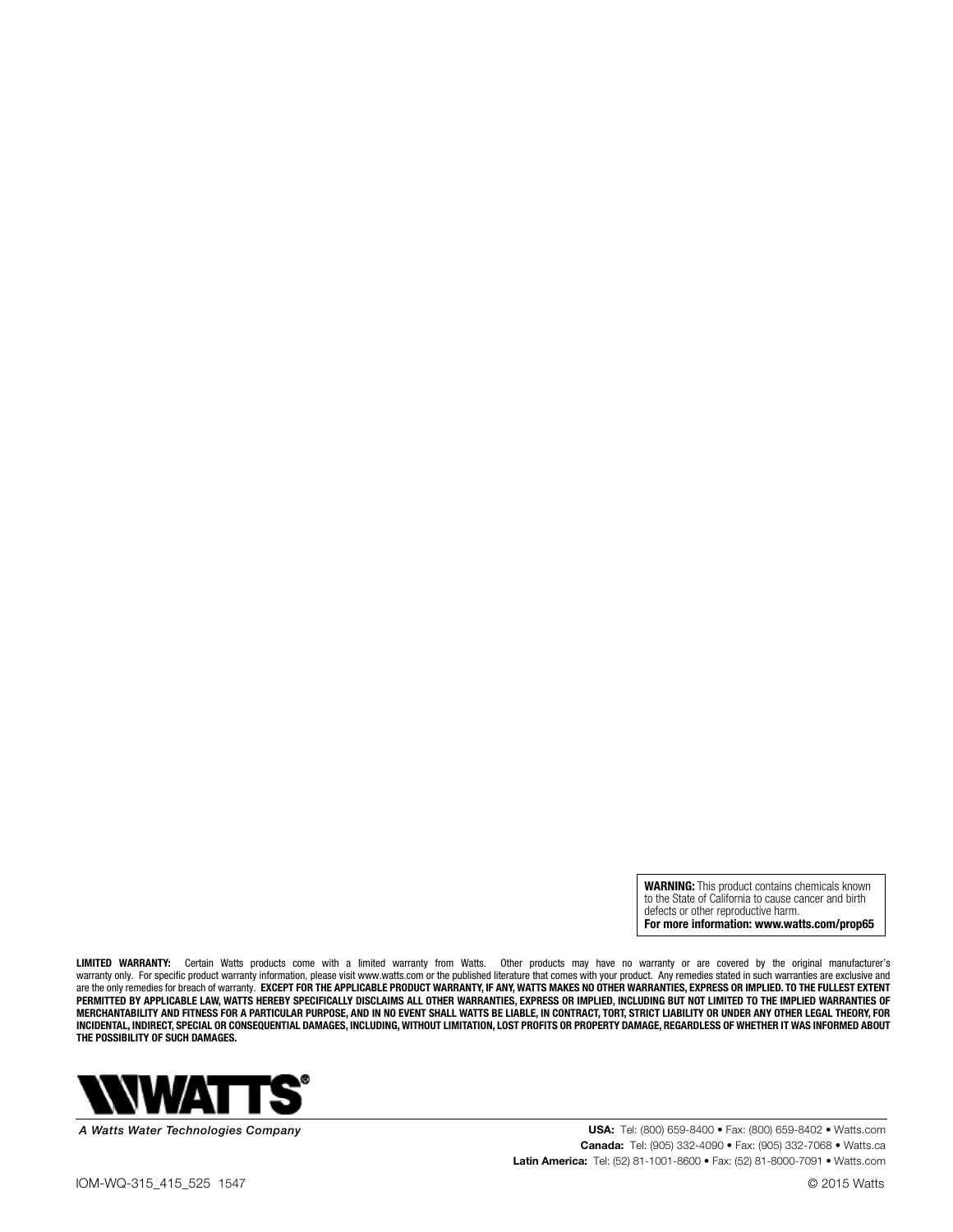**WARNING:** This product contains chemicals known to the State of California to cause cancer and birth defects or other reproductive harm.
**For more information: www.watts.com/prop65**

**LIMITED WARRANTY:** Certain Watts products come with a limited warranty from Watts. Other products may have no warranty or are covered by the original manufacturer's warranty only. For specific product warranty information, please visit www.watts.com or the published literature that comes with your product. Any remedies stated in such warranties are exclusive and are the only remedies for breach of warranty. **EXCEPT FOR THE APPLICABLE PRODUCT WARRANTY, IF ANY, WATTS MAKES NO OTHER WARRANTIES, EXPRESS OR IMPLIED. TO THE FULLEST EXTENT PERMITTED BY APPLICABLE LAW, WATTS HEREBY SPECIFICALLY DISCLAIMS ALL OTHER WARRANTIES, EXPRESS OR IMPLIED, INCLUDING BUT NOT LIMITED TO THE IMPLIED WARRANTIES OF MERCHANTABILITY AND FITNESS FOR A PARTICULAR PURPOSE, AND IN NO EVENT SHALL WATTS BE LIABLE, IN CONTRACT, TORT, STRICT LIABILITY OR UNDER ANY OTHER LEGAL THEORY, FOR INCIDENTAL, INDIRECT, SPECIAL OR CONSEQUENTIAL DAMAGES, INCLUDING, WITHOUT LIMITATION, LOST PROFITS OR PROPERTY DAMAGE, REGARDLESS OF WHETHER IT WAS INFORMED ABOUT THE POSSIBILITY OF SUCH DAMAGES.**

WATTS®

*A Watts Water Technologies Company*

**USA:** Tel: (800) 659-8400 • Fax: (800) 659-8402 • Watts.com
**Canada:** Tel: (905) 332-4090 • Fax: (905) 332-7068 • Watts.ca
**Latin America:** Tel: (52) 81-1001-8600 • Fax: (52) 81-8000-7091 • Watts.com

IOM-WQ-315_415_525 1547

© 2015 Watts